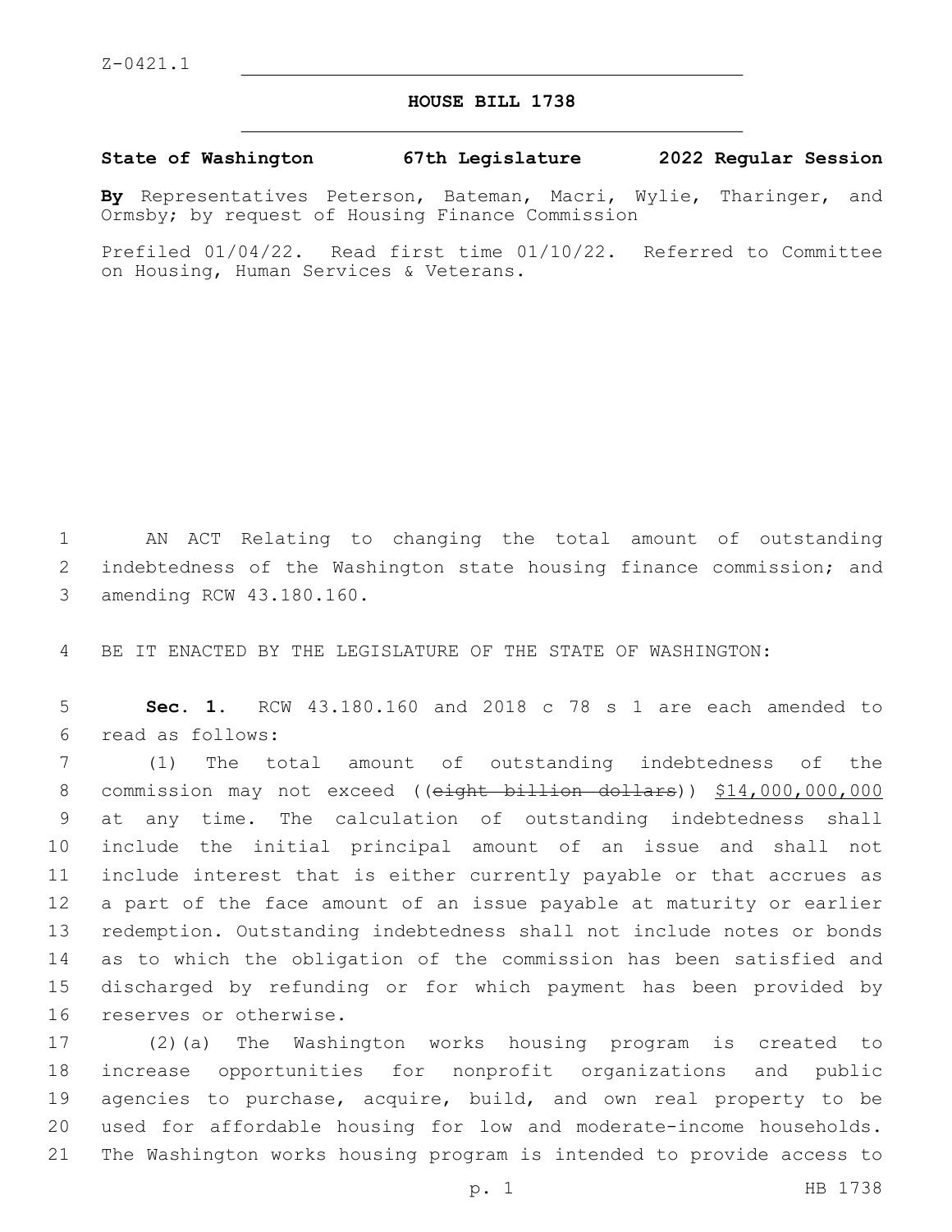Z-0421.1

# HOUSE BILL 1738

**State of Washington 67th Legislature 2022 Regular Session**

**By** Representatives Peterson, Bateman, Macri, Wylie, Tharinger, and Ormsby; by request of Housing Finance Commission

Prefiled 01/04/22. Read first time 01/10/22. Referred to Committee on Housing, Human Services & Veterans.

AN ACT Relating to changing the total amount of outstanding indebtedness of the Washington state housing finance commission; and amending RCW 43.180.160.

BE IT ENACTED BY THE LEGISLATURE OF THE STATE OF WASHINGTON:

**Sec. 1.** RCW 43.180.160 and 2018 c 78 s 1 are each amended to read as follows:

(1) The total amount of outstanding indebtedness of the commission may not exceed ((~~eight billion dollars~~)) <u>$14,000,000,000</u> at any time. The calculation of outstanding indebtedness shall include the initial principal amount of an issue and shall not include interest that is either currently payable or that accrues as a part of the face amount of an issue payable at maturity or earlier redemption. Outstanding indebtedness shall not include notes or bonds as to which the obligation of the commission has been satisfied and discharged by refunding or for which payment has been provided by reserves or otherwise.

(2)(a) The Washington works housing program is created to increase opportunities for nonprofit organizations and public agencies to purchase, acquire, build, and own real property to be used for affordable housing for low and moderate-income households. The Washington works housing program is intended to provide access to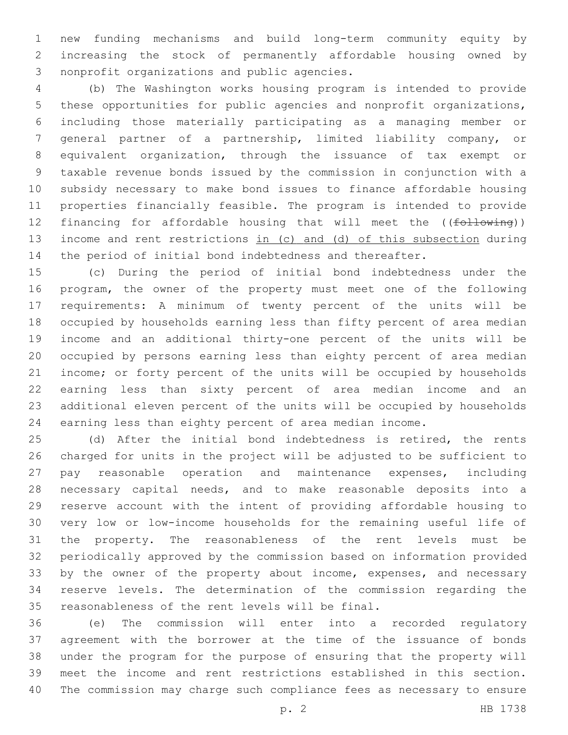new funding mechanisms and build long-term community equity by increasing the stock of permanently affordable housing owned by nonprofit organizations and public agencies.

(b) The Washington works housing program is intended to provide these opportunities for public agencies and nonprofit organizations, including those materially participating as a managing member or general partner of a partnership, limited liability company, or equivalent organization, through the issuance of tax exempt or taxable revenue bonds issued by the commission in conjunction with a subsidy necessary to make bond issues to finance affordable housing properties financially feasible. The program is intended to provide financing for affordable housing that will meet the ((~~following~~)) income and rent restrictions <u>in (c) and (d) of this subsection</u> during the period of initial bond indebtedness and thereafter.

(c) During the period of initial bond indebtedness under the program, the owner of the property must meet one of the following requirements: A minimum of twenty percent of the units will be occupied by households earning less than fifty percent of area median income and an additional thirty-one percent of the units will be occupied by persons earning less than eighty percent of area median income; or forty percent of the units will be occupied by households earning less than sixty percent of area median income and an additional eleven percent of the units will be occupied by households earning less than eighty percent of area median income.

(d) After the initial bond indebtedness is retired, the rents charged for units in the project will be adjusted to be sufficient to pay reasonable operation and maintenance expenses, including necessary capital needs, and to make reasonable deposits into a reserve account with the intent of providing affordable housing to very low or low-income households for the remaining useful life of the property. The reasonableness of the rent levels must be periodically approved by the commission based on information provided by the owner of the property about income, expenses, and necessary reserve levels. The determination of the commission regarding the reasonableness of the rent levels will be final.

(e) The commission will enter into a recorded regulatory agreement with the borrower at the time of the issuance of bonds under the program for the purpose of ensuring that the property will meet the income and rent restrictions established in this section. The commission may charge such compliance fees as necessary to ensure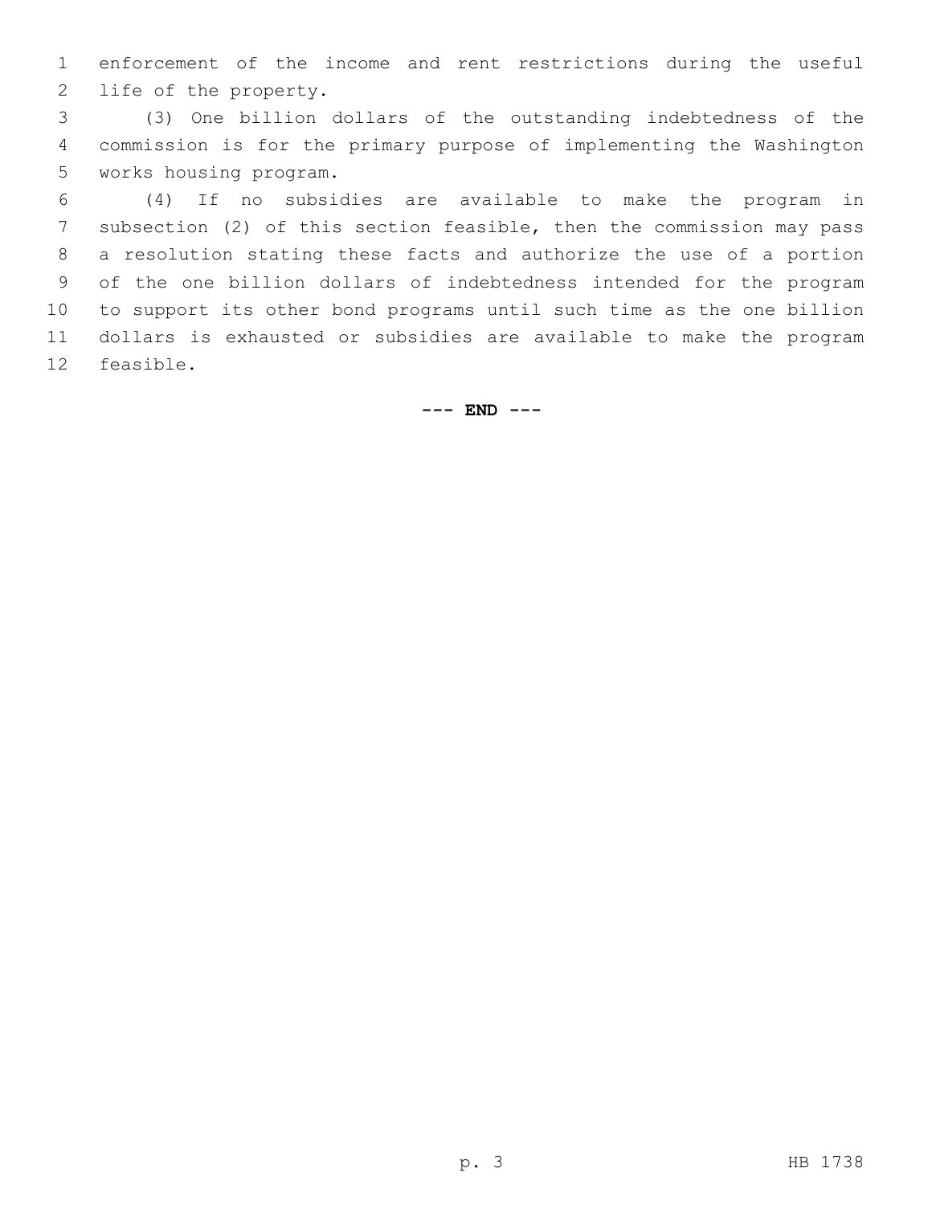enforcement of the income and rent restrictions during the useful life of the property.

(3) One billion dollars of the outstanding indebtedness of the commission is for the primary purpose of implementing the Washington works housing program.

(4) If no subsidies are available to make the program in subsection (2) of this section feasible, then the commission may pass a resolution stating these facts and authorize the use of a portion of the one billion dollars of indebtedness intended for the program to support its other bond programs until such time as the one billion dollars is exhausted or subsidies are available to make the program feasible.

**--- END ---**